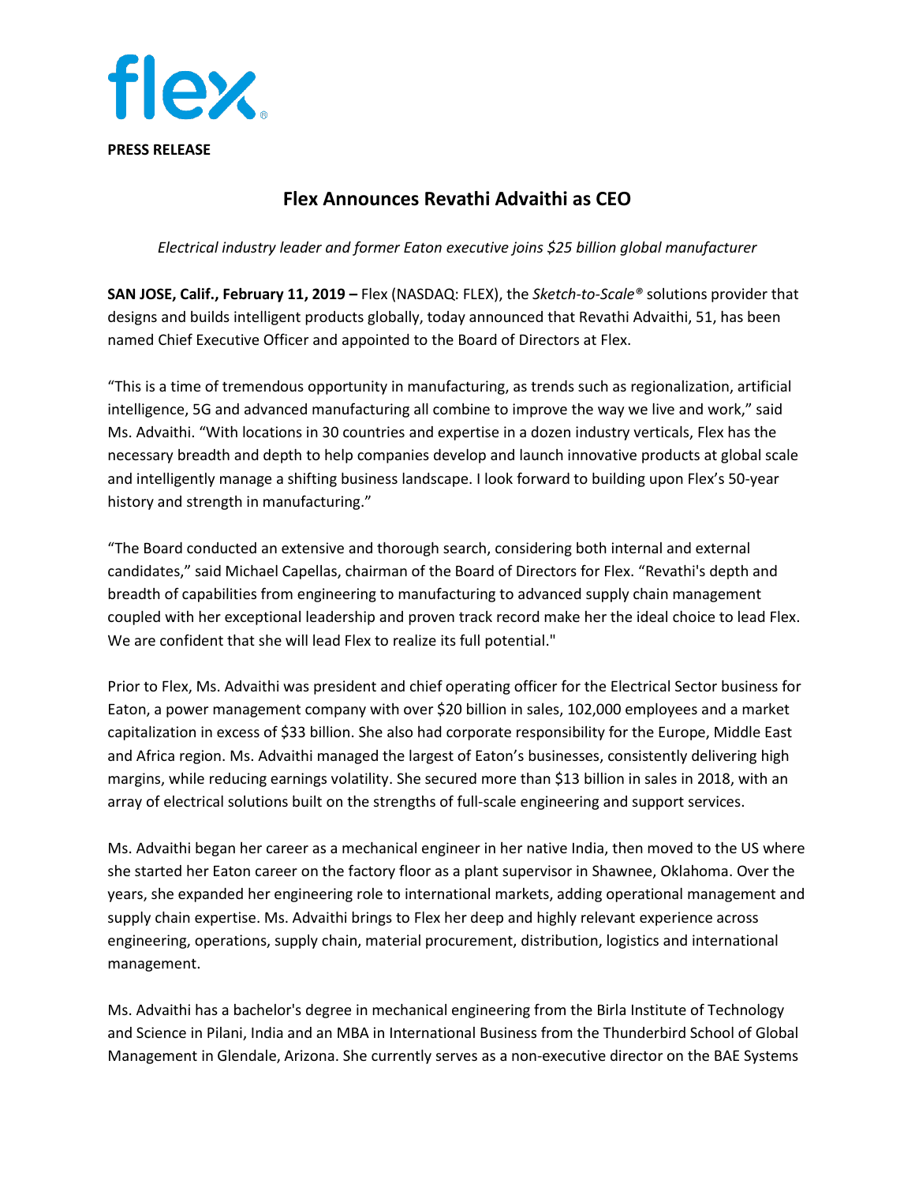flex

**PRESS RELEASE**

# Flex Announces Revathi Advaithi as CEO

*Electrical industry leader and former Eaton executive joins $25 billion global manufacturer*

**SAN JOSE, Calif., February 11, 2019 –** Flex (NASDAQ: FLEX), the *Sketch-to-Scale®* solutions provider that designs and builds intelligent products globally, today announced that Revathi Advaithi, 51, has been named Chief Executive Officer and appointed to the Board of Directors at Flex.

"This is a time of tremendous opportunity in manufacturing, as trends such as regionalization, artificial intelligence, 5G and advanced manufacturing all combine to improve the way we live and work," said Ms. Advaithi. "With locations in 30 countries and expertise in a dozen industry verticals, Flex has the necessary breadth and depth to help companies develop and launch innovative products at global scale and intelligently manage a shifting business landscape. I look forward to building upon Flex's 50-year history and strength in manufacturing."

"The Board conducted an extensive and thorough search, considering both internal and external candidates," said Michael Capellas, chairman of the Board of Directors for Flex. "Revathi's depth and breadth of capabilities from engineering to manufacturing to advanced supply chain management coupled with her exceptional leadership and proven track record make her the ideal choice to lead Flex. We are confident that she will lead Flex to realize its full potential."

Prior to Flex, Ms. Advaithi was president and chief operating officer for the Electrical Sector business for Eaton, a power management company with over $20 billion in sales, 102,000 employees and a market capitalization in excess of $33 billion. She also had corporate responsibility for the Europe, Middle East and Africa region. Ms. Advaithi managed the largest of Eaton's businesses, consistently delivering high margins, while reducing earnings volatility. She secured more than $13 billion in sales in 2018, with an array of electrical solutions built on the strengths of full-scale engineering and support services.

Ms. Advaithi began her career as a mechanical engineer in her native India, then moved to the US where she started her Eaton career on the factory floor as a plant supervisor in Shawnee, Oklahoma. Over the years, she expanded her engineering role to international markets, adding operational management and supply chain expertise. Ms. Advaithi brings to Flex her deep and highly relevant experience across engineering, operations, supply chain, material procurement, distribution, logistics and international management.

Ms. Advaithi has a bachelor's degree in mechanical engineering from the Birla Institute of Technology and Science in Pilani, India and an MBA in International Business from the Thunderbird School of Global Management in Glendale, Arizona. She currently serves as a non-executive director on the BAE Systems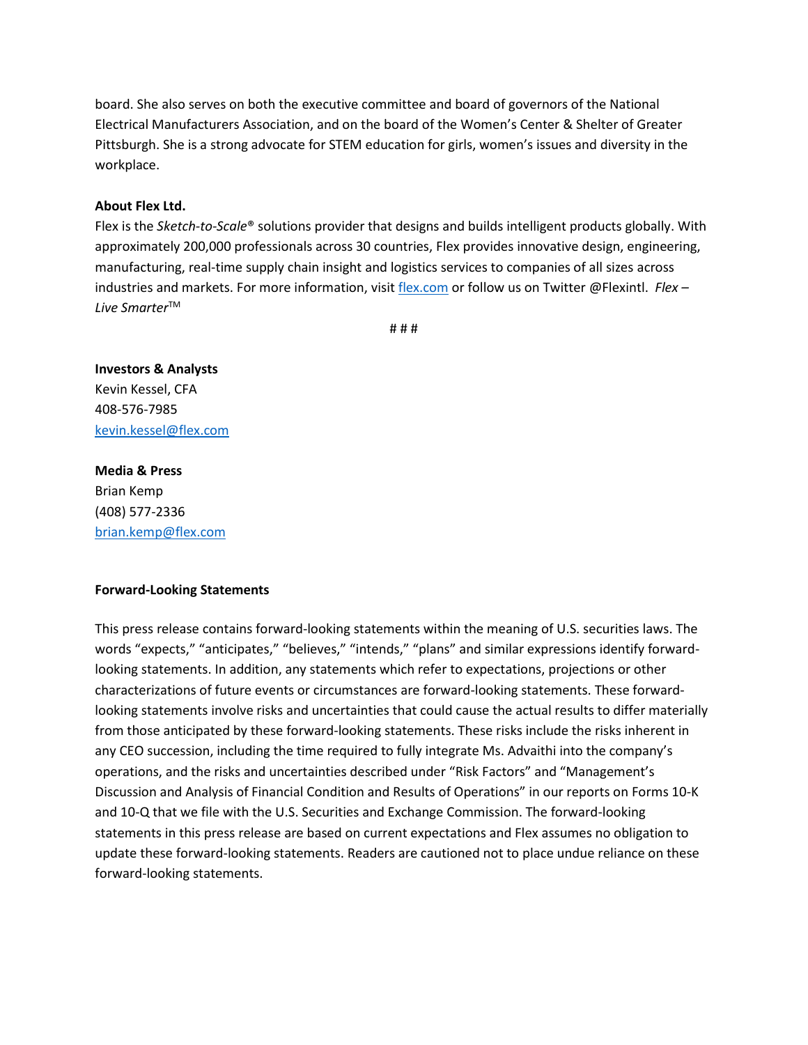board. She also serves on both the executive committee and board of governors of the National Electrical Manufacturers Association, and on the board of the Women's Center & Shelter of Greater Pittsburgh. She is a strong advocate for STEM education for girls, women's issues and diversity in the workplace.

**About Flex Ltd.**

Flex is the *Sketch-to-Scale*® solutions provider that designs and builds intelligent products globally. With approximately 200,000 professionals across 30 countries, Flex provides innovative design, engineering, manufacturing, real-time supply chain insight and logistics services to companies of all sizes across industries and markets. For more information, visit [flex.com](flex.com) or follow us on Twitter @Flexintl. *Flex – Live Smarter*™

# # #

**Investors & Analysts**
Kevin Kessel, CFA
408-576-7985
[kevin.kessel@flex.com](mailto:kevin.kessel@flex.com)

**Media & Press**
Brian Kemp
(408) 577-2336
[brian.kemp@flex.com](mailto:brian.kemp@flex.com)

**Forward-Looking Statements**

This press release contains forward-looking statements within the meaning of U.S. securities laws. The words "expects," "anticipates," "believes," "intends," "plans" and similar expressions identify forward-looking statements. In addition, any statements which refer to expectations, projections or other characterizations of future events or circumstances are forward-looking statements. These forward-looking statements involve risks and uncertainties that could cause the actual results to differ materially from those anticipated by these forward-looking statements. These risks include the risks inherent in any CEO succession, including the time required to fully integrate Ms. Advaithi into the company's operations, and the risks and uncertainties described under "Risk Factors" and "Management's Discussion and Analysis of Financial Condition and Results of Operations" in our reports on Forms 10-K and 10-Q that we file with the U.S. Securities and Exchange Commission. The forward-looking statements in this press release are based on current expectations and Flex assumes no obligation to update these forward-looking statements. Readers are cautioned not to place undue reliance on these forward-looking statements.